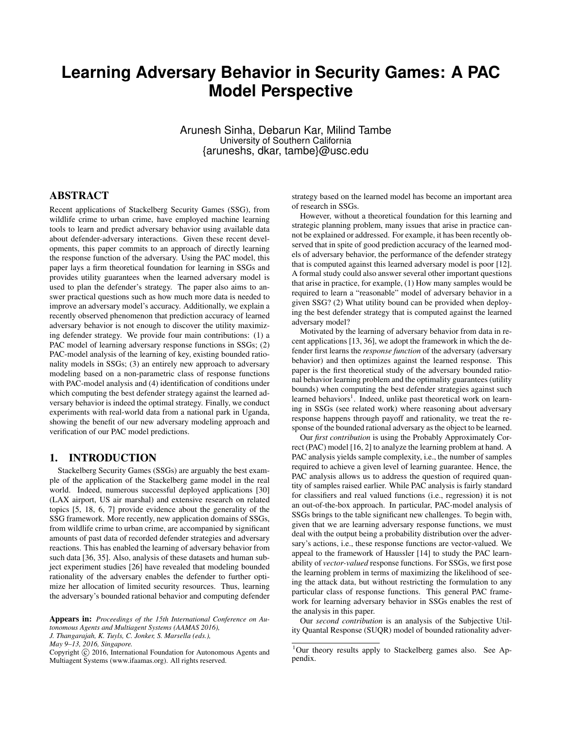# Learning Adversary Behavior in Security Games: A PAC Model Perspective

Arunesh Sinha, Debarun Kar, Milind Tambe
University of Southern California
{aruneshs, dkar, tambe}@usc.edu

## ABSTRACT

Recent applications of Stackelberg Security Games (SSG), from wildlife crime to urban crime, have employed machine learning tools to learn and predict adversary behavior using available data about defender-adversary interactions. Given these recent developments, this paper commits to an approach of directly learning the response function of the adversary. Using the PAC model, this paper lays a firm theoretical foundation for learning in SSGs and provides utility guarantees when the learned adversary model is used to plan the defender's strategy. The paper also aims to answer practical questions such as how much more data is needed to improve an adversary model's accuracy. Additionally, we explain a recently observed phenomenon that prediction accuracy of learned adversary behavior is not enough to discover the utility maximizing defender strategy. We provide four main contributions: (1) a PAC model of learning adversary response functions in SSGs; (2) PAC-model analysis of the learning of key, existing bounded rationality models in SSGs; (3) an entirely new approach to adversary modeling based on a non-parametric class of response functions with PAC-model analysis and (4) identification of conditions under which computing the best defender strategy against the learned adversary behavior is indeed the optimal strategy. Finally, we conduct experiments with real-world data from a national park in Uganda, showing the benefit of our new adversary modeling approach and verification of our PAC model predictions.

## 1. INTRODUCTION

Stackelberg Security Games (SSGs) are arguably the best example of the application of the Stackelberg game model in the real world. Indeed, numerous successful deployed applications [30] (LAX airport, US air marshal) and extensive research on related topics [5, 18, 6, 7] provide evidence about the generality of the SSG framework. More recently, new application domains of SSGs, from wildlife crime to urban crime, are accompanied by significant amounts of past data of recorded defender strategies and adversary reactions. This has enabled the learning of adversary behavior from such data [36, 35]. Also, analysis of these datasets and human subject experiment studies [26] have revealed that modeling bounded rationality of the adversary enables the defender to further optimize her allocation of limited security resources. Thus, learning the adversary's bounded rational behavior and computing defender strategy based on the learned model has become an important area of research in SSGs.

However, without a theoretical foundation for this learning and strategic planning problem, many issues that arise in practice cannot be explained or addressed. For example, it has been recently observed that in spite of good prediction accuracy of the learned models of adversary behavior, the performance of the defender strategy that is computed against this learned adversary model is poor [12]. A formal study could also answer several other important questions that arise in practice, for example, (1) How many samples would be required to learn a "reasonable" model of adversary behavior in a given SSG? (2) What utility bound can be provided when deploying the best defender strategy that is computed against the learned adversary model?

Motivated by the learning of adversary behavior from data in recent applications [13, 36], we adopt the framework in which the defender first learns the *response function* of the adversary (adversary behavior) and then optimizes against the learned response. This paper is the first theoretical study of the adversary bounded rational behavior learning problem and the optimality guarantees (utility bounds) when computing the best defender strategies against such learned behaviors[1]. Indeed, unlike past theoretical work on learning in SSGs (see related work) where reasoning about adversary response happens through payoff and rationality, we treat the response of the bounded rational adversary as the object to be learned.

Our *first contribution* is using the Probably Approximately Correct (PAC) model [16, 2] to analyze the learning problem at hand. A PAC analysis yields sample complexity, i.e., the number of samples required to achieve a given level of learning guarantee. Hence, the PAC analysis allows us to address the question of required quantity of samples raised earlier. While PAC analysis is fairly standard for classifiers and real valued functions (i.e., regression) it is not an out-of-the-box approach. In particular, PAC-model analysis of SSGs brings to the table significant new challenges. To begin with, given that we are learning adversary response functions, we must deal with the output being a probability distribution over the adversary's actions, i.e., these response functions are vector-valued. We appeal to the framework of Haussler [14] to study the PAC learnability of *vector-valued* response functions. For SSGs, we first pose the learning problem in terms of maximizing the likelihood of seeing the attack data, but without restricting the formulation to any particular class of response functions. This general PAC framework for learning adversary behavior in SSGs enables the rest of the analysis in this paper.

Our *second contribution* is an analysis of the Subjective Utility Quantal Response (SUQR) model of bounded rationality adver-

[1] Our theory results apply to Stackelberg games also. See Appendix.

**Appears in:** *Proceedings of the 15th International Conference on Autonomous Agents and Multiagent Systems (AAMAS 2016), J. Thangarajah, K. Tuyls, C. Jonker, S. Marsella (eds.), May 9–13, 2016, Singapore.*
Copyright © 2016, International Foundation for Autonomous Agents and Multiagent Systems (www.ifaamas.org). All rights reserved.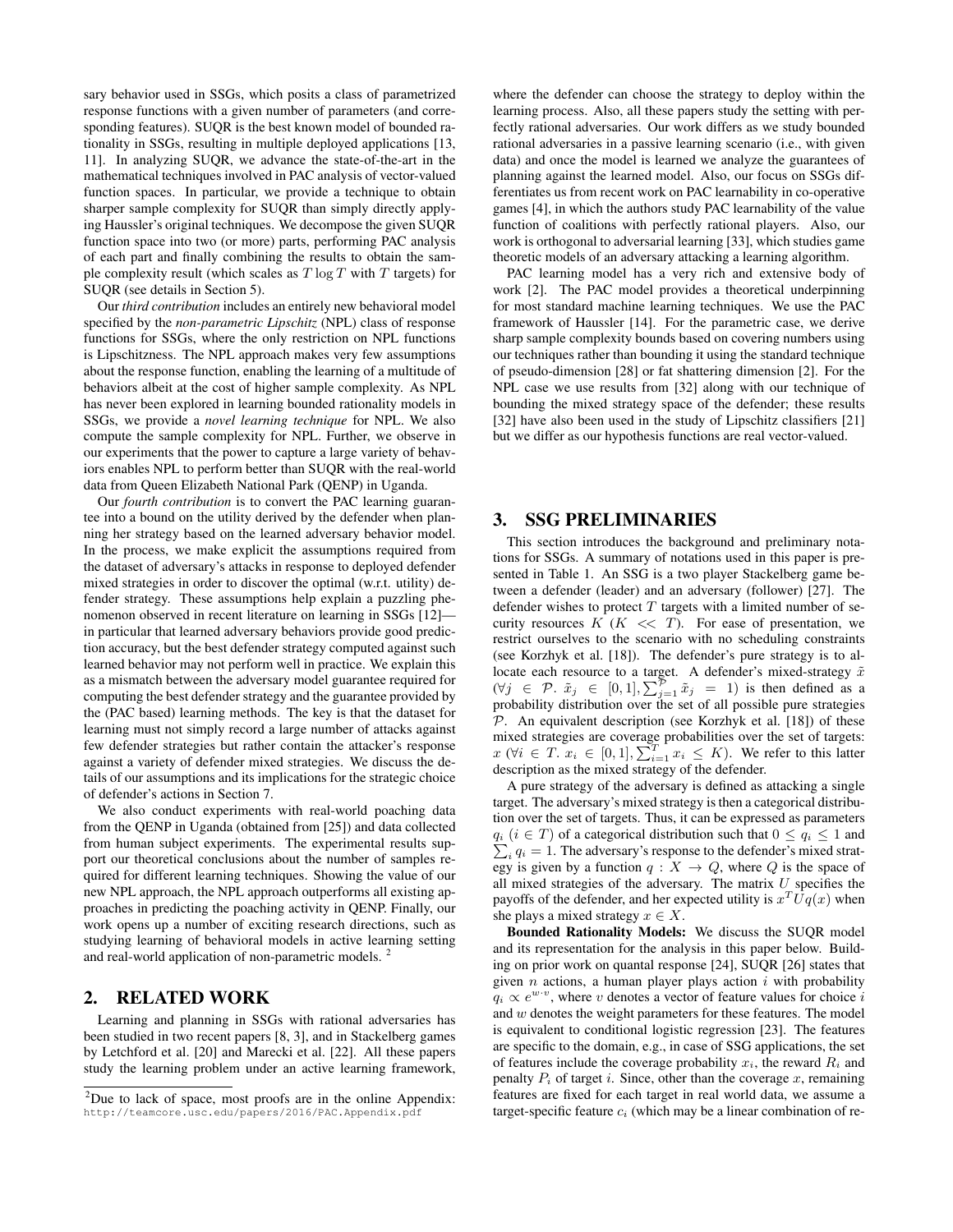sary behavior used in SSGs, which posits a class of parametrized response functions with a given number of parameters (and corresponding features). SUQR is the best known model of bounded rationality in SSGs, resulting in multiple deployed applications [13, 11]. In analyzing SUQR, we advance the state-of-the-art in the mathematical techniques involved in PAC analysis of vector-valued function spaces. In particular, we provide a technique to obtain sharper sample complexity for SUQR than simply directly applying Haussler's original techniques. We decompose the given SUQR function space into two (or more) parts, performing PAC analysis of each part and finally combining the results to obtain the sample complexity result (which scales as $T \log T$ with $T$ targets) for SUQR (see details in Section 5).

Our *third contribution* includes an entirely new behavioral model specified by the *non-parametric Lipschitz* (NPL) class of response functions for SSGs, where the only restriction on NPL functions is Lipschitzness. The NPL approach makes very few assumptions about the response function, enabling the learning of a multitude of behaviors albeit at the cost of higher sample complexity. As NPL has never been explored in learning bounded rationality models in SSGs, we provide a *novel learning technique* for NPL. We also compute the sample complexity for NPL. Further, we observe in our experiments that the power to capture a large variety of behaviors enables NPL to perform better than SUQR with the real-world data from Queen Elizabeth National Park (QENP) in Uganda.

Our *fourth contribution* is to convert the PAC learning guarantee into a bound on the utility derived by the defender when planning her strategy based on the learned adversary behavior model. In the process, we make explicit the assumptions required from the dataset of adversary's attacks in response to deployed defender mixed strategies in order to discover the optimal (w.r.t. utility) defender strategy. These assumptions help explain a puzzling phenomenon observed in recent literature on learning in SSGs [12]—in particular that learned adversary behaviors provide good prediction accuracy, but the best defender strategy computed against such learned behavior may not perform well in practice. We explain this as a mismatch between the adversary model guarantee required for computing the best defender strategy and the guarantee provided by the (PAC based) learning methods. The key is that the dataset for learning must not simply record a large number of attacks against few defender strategies but rather contain the attacker's response against a variety of defender mixed strategies. We discuss the details of our assumptions and its implications for the strategic choice of defender's actions in Section 7.

We also conduct experiments with real-world poaching data from the QENP in Uganda (obtained from [25]) and data collected from human subject experiments. The experimental results support our theoretical conclusions about the number of samples required for different learning techniques. Showing the value of our new NPL approach, the NPL approach outperforms all existing approaches in predicting the poaching activity in QENP. Finally, our work opens up a number of exciting research directions, such as studying learning of behavioral models in active learning setting and real-world application of non-parametric models. [2]

## 2. RELATED WORK

Learning and planning in SSGs with rational adversaries has been studied in two recent papers [8, 3], and in Stackelberg games by Letchford et al. [20] and Marecki et al. [22]. All these papers study the learning problem under an active learning framework, where the defender can choose the strategy to deploy within the learning process. Also, all these papers study the setting with perfectly rational adversaries. Our work differs as we study bounded rational adversaries in a passive learning scenario (i.e., with given data) and once the model is learned we analyze the guarantees of planning against the learned model. Also, our focus on SSGs differentiates us from recent work on PAC learnability in co-operative games [4], in which the authors study PAC learnability of the value function of coalitions with perfectly rational players. Also, our work is orthogonal to adversarial learning [33], which studies game theoretic models of an adversary attacking a learning algorithm.

PAC learning model has a very rich and extensive body of work [2]. The PAC model provides a theoretical underpinning for most standard machine learning techniques. We use the PAC framework of Haussler [14]. For the parametric case, we derive sharp sample complexity bounds based on covering numbers using our techniques rather than bounding it using the standard technique of pseudo-dimension [28] or fat shattering dimension [2]. For the NPL case we use results from [32] along with our technique of bounding the mixed strategy space of the defender; these results [32] have also been used in the study of Lipschitz classifiers [21] but we differ as our hypothesis functions are real vector-valued.

## 3. SSG PRELIMINARIES

This section introduces the background and preliminary notations for SSGs. A summary of notations used in this paper is presented in Table 1. An SSG is a two player Stackelberg game between a defender (leader) and an adversary (follower) [27]. The defender wishes to protect $T$ targets with a limited number of security resources $K$ ($K << T$). For ease of presentation, we restrict ourselves to the scenario with no scheduling constraints (see Korzhyk et al. [18]). The defender's pure strategy is to allocate each resource to a target. A defender's mixed-strategy $\tilde{x}$ ($\forall j \in \mathcal{P}.\ \tilde{x}_j \in [0, 1], \sum_{j=1}^{\mathcal{P}} \tilde{x}_j = 1$) is then defined as a probability distribution over the set of all possible pure strategies $\mathcal{P}$. An equivalent description (see Korzhyk et al. [18]) of these mixed strategies are coverage probabilities over the set of targets: $x$ ($\forall i \in T.\ x_i \in [0, 1], \sum_{i=1}^{T} x_i \leq K$). We refer to this latter description as the mixed strategy of the defender.

A pure strategy of the adversary is defined as attacking a single target. The adversary's mixed strategy is then a categorical distribution over the set of targets. Thus, it can be expressed as parameters $q_i$ ($i \in T$) of a categorical distribution such that $0 \leq q_i \leq 1$ and $\sum_i q_i = 1$. The adversary's response to the defender's mixed strategy is given by a function $q : X \to Q$, where $Q$ is the space of all mixed strategies of the adversary. The matrix $U$ specifies the payoffs of the defender, and her expected utility is $x^T U q(x)$ when she plays a mixed strategy $x \in X$.

**Bounded Rationality Models:** We discuss the SUQR model and its representation for the analysis in this paper below. Building on prior work on quantal response [24], SUQR [26] states that given $n$ actions, a human player plays action $i$ with probability $q_i \propto e^{w \cdot v}$, where $v$ denotes a vector of feature values for choice $i$ and $w$ denotes the weight parameters for these features. The model is equivalent to conditional logistic regression [23]. The features are specific to the domain, e.g., in case of SSG applications, the set of features include the coverage probability $x_i$, the reward $R_i$ and penalty $P_i$ of target $i$. Since, other than the coverage $x$, remaining features are fixed for each target in real world data, we assume a target-specific feature $c_i$ (which may be a linear combination of re-

[2]Due to lack of space, most proofs are in the online Appendix: http://teamcore.usc.edu/papers/2016/PAC.Appendix.pdf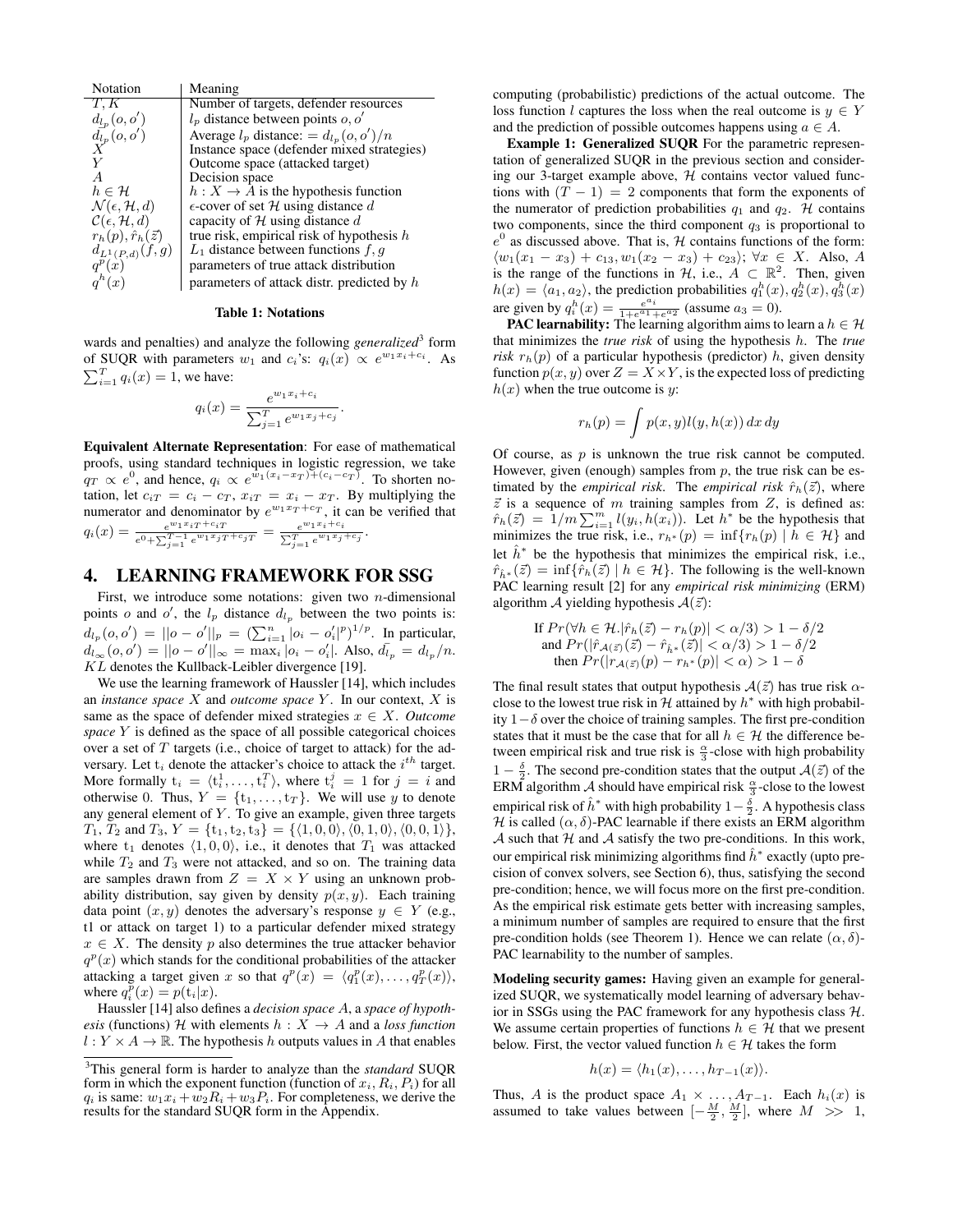| Notation | Meaning |
| --- | --- |
| $T, K$ | Number of targets, defender resources |
| $d_{l_p}(o, o')$ | $l_p$ distance between points $o, o'$ |
| $\bar{d_{l_p}}(o, o')$ | Average $l_p$ distance: $= d_{l_p}(o, o')/n$ |
| $X$ | Instance space (defender mixed strategies) |
| $Y$ | Outcome space (attacked target) |
| $A$ | Decision space |
| $h \in \mathcal{H}$ | $h : X \to A$ is the hypothesis function |
| $\mathcal{N}(\epsilon, \mathcal{H}, d)$ | $\epsilon$-cover of set $\mathcal{H}$ using distance $d$ |
| $\mathcal{C}(\epsilon, \mathcal{H}, d)$ | capacity of $\mathcal{H}$ using distance $d$ |
| $r_h(p), \hat{r}_h(\vec{z})$ | true risk, empirical risk of hypothesis $h$ |
| $d_{L^1(P,d)}(f, g)$ | $L_1$ distance between functions $f, g$ |
| $q^p(x)$ | parameters of true attack distribution |
| $q^h(x)$ | parameters of attack distr. predicted by $h$ |

**Table 1: Notations**

wards and penalties) and analyze the following *generalized*[3] form of SUQR with parameters $w_1$ and $c_i$'s: $q_i(x) \propto e^{w_1 x_i + c_i}$. As $\sum_{i=1}^{T} q_i(x) = 1$, we have:

$$q_i(x) = \frac{e^{w_1 x_i + c_i}}{\sum_{j=1}^{T} e^{w_1 x_j + c_j}}.$$

**Equivalent Alternate Representation**: For ease of mathematical proofs, using standard techniques in logistic regression, we take $q_T \propto e^0$, and hence, $q_i \propto e^{w_1(x_i - x_T) + (c_i - c_T)}$. To shorten notation, let $c_{iT} = c_i - c_T$, $x_{iT} = x_i - x_T$. By multiplying the numerator and denominator by $e^{w_1 x_T + c_T}$, it can be verified that $q_i(x) = \frac{e^{w_1 x_{iT} + c_{iT}}}{e^0 + \sum_{j=1}^{T-1} e^{w_1 x_{jT} + c_{jT}}} = \frac{e^{w_1 x_i + c_i}}{\sum_{j=1}^{T} e^{w_1 x_j + c_j}}$.

# 4. LEARNING FRAMEWORK FOR SSG

First, we introduce some notations: given two $n$-dimensional points $o$ and $o'$, the $l_p$ distance $d_{l_p}$ between the two points is: $d_{l_p}(o, o') = ||o - o'||_p = (\sum_{i=1}^{n} |o_i - o'_i|^p)^{1/p}$. In particular, $d_{l_\infty}(o, o') = ||o - o'||_\infty = \max_i |o_i - o'_i|$. Also, $\bar{d_{l_p}} = d_{l_p}/n$. $KL$ denotes the Kullback-Leibler divergence [19].

We use the learning framework of Haussler [14], which includes an *instance space* $X$ and *outcome space* $Y$. In our context, $X$ is same as the space of defender mixed strategies $x \in X$. *Outcome space* $Y$ is defined as the space of all possible categorical choices over a set of $T$ targets (i.e., choice of target to attack) for the adversary. Let $\mathrm{t}_i$ denote the attacker's choice to attack the $i^{th}$ target. More formally $\mathrm{t}_i = \langle \mathrm{t}_i^1, \ldots, \mathrm{t}_i^T \rangle$, where $\mathrm{t}_i^j = 1$ for $j = i$ and otherwise 0. Thus, $Y = \{\mathrm{t}_1, \ldots, \mathrm{t}_T\}$. We will use $y$ to denote any general element of $Y$. To give an example, given three targets $T_1$, $T_2$ and $T_3$, $Y = \{\mathrm{t}_1, \mathrm{t}_2, \mathrm{t}_3\} = \{\langle 1, 0, 0 \rangle, \langle 0, 1, 0 \rangle, \langle 0, 0, 1 \rangle\}$, where $\mathrm{t}_1$ denotes $\langle 1, 0, 0 \rangle$, i.e., it denotes that $T_1$ was attacked while $T_2$ and $T_3$ were not attacked, and so on. The training data are samples drawn from $Z = X \times Y$ using an unknown probability distribution, say given by density $p(x, y)$. Each training data point $(x, y)$ denotes the adversary's response $y \in Y$ (e.g., t1 or attack on target 1) to a particular defender mixed strategy $x \in X$. The density $p$ also determines the true attacker behavior $q^p(x)$ which stands for the conditional probabilities of the attacker attacking a target given $x$ so that $q^p(x) = \langle q_1^p(x), \ldots, q_T^p(x) \rangle$, where $q_i^p(x) = p(\mathrm{t}_i | x)$.

Haussler [14] also defines a *decision space* $A$, a *space of hypothesis* (functions) $\mathcal{H}$ with elements $h : X \to A$ and a *loss function* $l : Y \times A \to \mathbb{R}$. The hypothesis $h$ outputs values in $A$ that enables computing (probabilistic) predictions of the actual outcome. The loss function $l$ captures the loss when the real outcome is $y \in Y$ and the prediction of possible outcomes happens using $a \in A$.

**Example 1: Generalized SUQR** For the parametric representation of generalized SUQR in the previous section and considering our 3-target example above, $\mathcal{H}$ contains vector valued functions with $(T - 1) = 2$ components that form the exponents of the numerator of prediction probabilities $q_1$ and $q_2$. $\mathcal{H}$ contains two components, since the third component $q_3$ is proportional to $e^0$ as discussed above. That is, $\mathcal{H}$ contains functions of the form: $\langle w_1(x_1 - x_3) + c_{13}, w_1(x_2 - x_3) + c_{23} \rangle$; $\forall x \in X$. Also, $A$ is the range of the functions in $\mathcal{H}$, i.e., $A \subset \mathbb{R}^2$. Then, given $h(x) = \langle a_1, a_2 \rangle$, the prediction probabilities $q_1^h(x), q_2^h(x), q_3^h(x)$ are given by $q_i^h(x) = \frac{e^{a_i}}{1 + e^{a_1} + e^{a_2}}$ (assume $a_3 = 0$).

**PAC learnability:** The learning algorithm aims to learn a $h \in \mathcal{H}$ that minimizes the *true risk* of using the hypothesis $h$. The *true risk* $r_h(p)$ of a particular hypothesis (predictor) $h$, given density function $p(x, y)$ over $Z = X \times Y$, is the expected loss of predicting $h(x)$ when the true outcome is $y$:

$$r_h(p) = \int p(x, y) l(y, h(x)) \, dx \, dy$$

Of course, as $p$ is unknown the true risk cannot be computed. However, given (enough) samples from $p$, the true risk can be estimated by the *empirical risk*. The *empirical risk* $\hat{r}_h(\vec{z})$, where $\vec{z}$ is a sequence of $m$ training samples from $Z$, is defined as: $\hat{r}_h(\vec{z}) = 1/m \sum_{i=1}^{m} l(y_i, h(x_i))$. Let $h^*$ be the hypothesis that minimizes the true risk, i.e., $r_{h^*}(p) = \inf\{r_h(p) \mid h \in \mathcal{H}\}$ and let $\hat{h}^*$ be the hypothesis that minimizes the empirical risk, i.e., $\hat{r}_{\hat{h}^*}(\vec{z}) = \inf\{\hat{r}_h(\vec{z}) \mid h \in \mathcal{H}\}$. The following is the well-known PAC learning result [2] for any *empirical risk minimizing* (ERM) algorithm $\mathcal{A}$ yielding hypothesis $\mathcal{A}(\vec{z})$:

$$\begin{aligned}
&\text{If } Pr(\forall h \in \mathcal{H}. |\hat{r}_h(\vec{z}) - r_h(p)| < \alpha/3) > 1 - \delta/2 \\
&\text{and } Pr(|\hat{r}_{\mathcal{A}(\vec{z})}(\vec{z}) - \hat{r}_{\hat{h}^*}(\vec{z})| < \alpha/3) > 1 - \delta/2 \\
&\text{then } Pr(|r_{\mathcal{A}(\vec{z})}(p) - r_{h^*}(p)| < \alpha) > 1 - \delta
\end{aligned}$$

The final result states that output hypothesis $\mathcal{A}(\vec{z})$ has true risk $\alpha$-close to the lowest true risk in $\mathcal{H}$ attained by $h^*$ with high probability $1 - \delta$ over the choice of training samples. The first pre-condition states that it must be the case that for all $h \in \mathcal{H}$ the difference between empirical risk and true risk is $\frac{\alpha}{3}$-close with high probability $1 - \frac{\delta}{2}$. The second pre-condition states that the output $\mathcal{A}(\vec{z})$ of the ERM algorithm $\mathcal{A}$ should have empirical risk $\frac{\alpha}{3}$-close to the lowest empirical risk of $\hat{h}^*$ with high probability $1 - \frac{\delta}{2}$. A hypothesis class $\mathcal{H}$ is called $(\alpha, \delta)$-PAC learnable if there exists an ERM algorithm $\mathcal{A}$ such that $\mathcal{H}$ and $\mathcal{A}$ satisfy the two pre-conditions. In this work, our empirical risk minimizing algorithms find $\hat{h}^*$ exactly (upto precision of convex solvers, see Section 6), thus, satisfying the second pre-condition; hence, we will focus more on the first pre-condition. As the empirical risk estimate gets better with increasing samples, a minimum number of samples are required to ensure that the first pre-condition holds (see Theorem 1). Hence we can relate $(\alpha, \delta)$-PAC learnability to the number of samples.

**Modeling security games:** Having given an example for generalized SUQR, we systematically model learning of adversary behavior in SSGs using the PAC framework for any hypothesis class $\mathcal{H}$. We assume certain properties of functions $h \in \mathcal{H}$ that we present below. First, the vector valued function $h \in \mathcal{H}$ takes the form

$$h(x) = \langle h_1(x), \ldots, h_{T-1}(x) \rangle.$$

Thus, $A$ is the product space $A_1 \times \ldots, A_{T-1}$. Each $h_i(x)$ is assumed to take values between $[-\frac{M}{2}, \frac{M}{2}]$, where $M \gg 1$,

[3] This general form is harder to analyze than the *standard* SUQR form in which the exponent function (function of $x_i, R_i, P_i$) for all $q_i$ is same: $w_1 x_i + w_2 R_i + w_3 P_i$. For completeness, we derive the results for the standard SUQR form in the Appendix.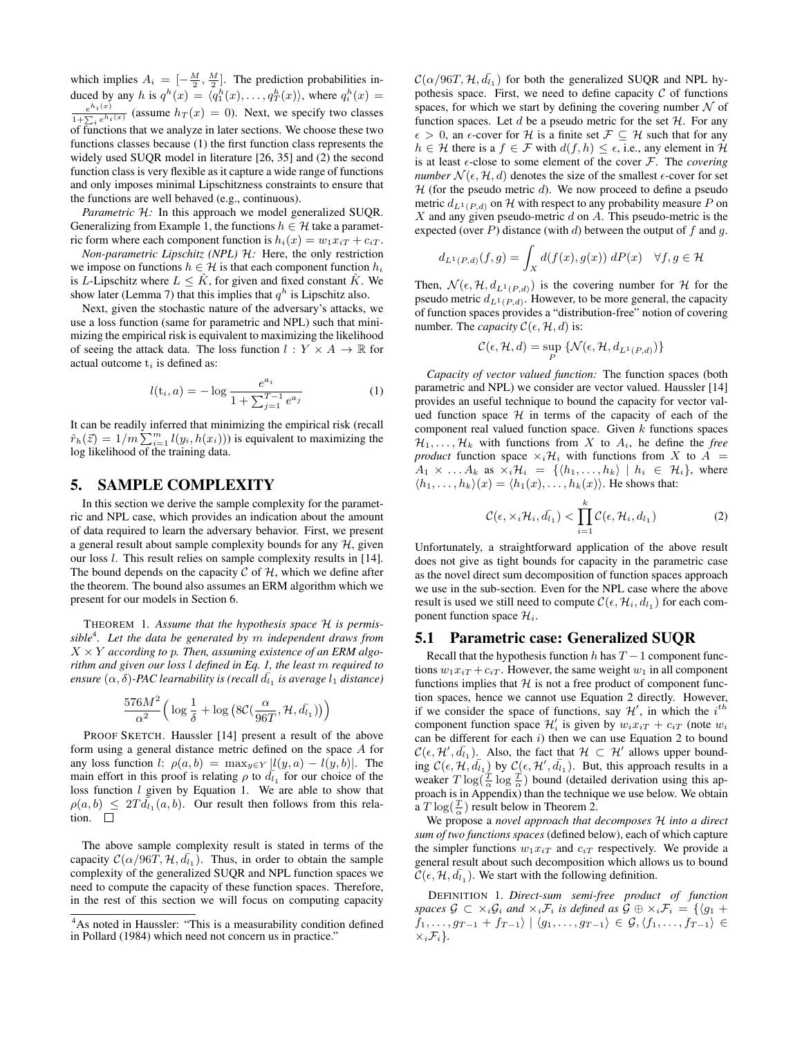which implies $A_i = [-\frac{M}{2}, \frac{M}{2}]$. The prediction probabilities induced by any $h$ is $q^h(x) = \langle q_1^h(x), \ldots, q_T^h(x) \rangle$, where $q_i^h(x) = \frac{e^{h_i(x)}}{1+\sum_i e^{h_i(x)}}$ (assume $h_T(x) = 0$). Next, we specify two classes of functions that we analyze in later sections. We choose these two functions classes because (1) the first function class represents the widely used SUQR model in literature [26, 35] and (2) the second function class is very flexible as it capture a wide range of functions and only imposes minimal Lipschitzness constraints to ensure that the functions are well behaved (e.g., continuous).

*Parametric $\mathcal{H}$:* In this approach we model generalized SUQR. Generalizing from Example 1, the functions $h \in \mathcal{H}$ take a parametric form where each component function is $h_i(x) = w_1 x_{iT} + c_{iT}$.

*Non-parametric Lipschitz (NPL) $\mathcal{H}$:* Here, the only restriction we impose on functions $h \in \mathcal{H}$ is that each component function $h_i$ is $L$-Lipschitz where $L \leq \hat{K}$, for given and fixed constant $\hat{K}$. We show later (Lemma 7) that this implies that $q^h$ is Lipschitz also.

Next, given the stochastic nature of the adversary's attacks, we use a loss function (same for parametric and NPL) such that minimizing the empirical risk is equivalent to maximizing the likelihood of seeing the attack data. The loss function $l : Y \times A \rightarrow \mathbb{R}$ for actual outcome $\mathrm{t}_i$ is defined as:

$$l(\mathrm{t}_i, a) = -\log \frac{e^{a_i}}{1 + \sum_{j=1}^{T-1} e^{a_j}} \tag{1}$$

It can be readily inferred that minimizing the empirical risk (recall $\hat{r}_h(\vec{z}) = 1/m \sum_{i=1}^m l(y_i, h(x_i))$) is equivalent to maximizing the log likelihood of the training data.

## 5. SAMPLE COMPLEXITY

In this section we derive the sample complexity for the parametric and NPL case, which provides an indication about the amount of data required to learn the adversary behavior. First, we present a general result about sample complexity bounds for any $\mathcal{H}$, given our loss $l$. This result relies on sample complexity results in [14]. The bound depends on the capacity $\mathcal{C}$ of $\mathcal{H}$, which we define after the theorem. The bound also assumes an ERM algorithm which we present for our models in Section 6.

THEOREM 1. *Assume that the hypothesis space $\mathcal{H}$ is permissible*[4]. *Let the data be generated by $m$ independent draws from $X \times Y$ according to $p$. Then, assuming existence of an ERM algorithm and given our loss $l$ defined in Eq. 1, the least $m$ required to ensure $(\alpha, \delta)$-PAC learnability is (recall $\bar{d_{l_1}}$ is average $l_1$ distance)*

$$\frac{576M^2}{\alpha^2}\Big(\log\frac{1}{\delta} + \log\big(8\mathcal{C}(\frac{\alpha}{96T}, \mathcal{H}, \bar{d_{l_1}})\big)\Big)$$

PROOF SKETCH. Haussler [14] present a result of the above form using a general distance metric defined on the space $A$ for any loss function $l$: $\rho(a, b) = \max_{y \in Y} |l(y, a) - l(y, b)|$. The main effort in this proof is relating $\rho$ to $\bar{d_{l_1}}$ for our choice of the loss function $l$ given by Equation 1. We are able to show that $\rho(a, b) \leq 2T\bar{d_{l_1}}(a, b)$. Our result then follows from this relation. □

The above sample complexity result is stated in terms of the capacity $\mathcal{C}(\alpha/96T, \mathcal{H}, \bar{d_{l_1}})$. Thus, in order to obtain the sample complexity of the generalized SUQR and NPL function spaces we need to compute the capacity of these function spaces. Therefore, in the rest of this section we will focus on computing capacity $\mathcal{C}(\alpha/96T, \mathcal{H}, \bar{d_{l_1}})$ for both the generalized SUQR and NPL hypothesis space. First, we need to define capacity $\mathcal{C}$ of functions spaces, for which we start by defining the covering number $\mathcal{N}$ of function spaces. Let $d$ be a pseudo metric for the set $\mathcal{H}$. For any $\epsilon > 0$, an $\epsilon$-cover for $\mathcal{H}$ is a finite set $\mathcal{F} \subseteq \mathcal{H}$ such that for any $h \in \mathcal{H}$ there is a $f \in \mathcal{F}$ with $d(f, h) \leq \epsilon$, i.e., any element in $\mathcal{H}$ is at least $\epsilon$-close to some element of the cover $\mathcal{F}$. The *covering number* $\mathcal{N}(\epsilon, \mathcal{H}, d)$ denotes the size of the smallest $\epsilon$-cover for set $\mathcal{H}$ (for the pseudo metric $d$). We now proceed to define a pseudo metric $d_{L^1(P,d)}$ on $\mathcal{H}$ with respect to any probability measure $P$ on $X$ and any given pseudo-metric $d$ on $A$. This pseudo-metric is the expected (over $P$) distance (with $d$) between the output of $f$ and $g$.

$$d_{L^1(P,d)}(f, g) = \int_X d(f(x), g(x))\, dP(x) \quad \forall f, g \in \mathcal{H}$$

Then, $\mathcal{N}(\epsilon, \mathcal{H}, d_{L^1(P,d)})$ is the covering number for $\mathcal{H}$ for the pseudo metric $d_{L^1(P,d)}$. However, to be more general, the capacity of function spaces provides a "distribution-free" notion of covering number. The *capacity* $\mathcal{C}(\epsilon, \mathcal{H}, d)$ is:

$$\mathcal{C}(\epsilon, \mathcal{H}, d) = \sup_P \{\mathcal{N}(\epsilon, \mathcal{H}, d_{L^1(P,d)})\}$$

*Capacity of vector valued function:* The function spaces (both parametric and NPL) we consider are vector valued. Haussler [14] provides an useful technique to bound the capacity for vector valued function space $\mathcal{H}$ in terms of the capacity of each of the component real valued function space. Given $k$ functions spaces $\mathcal{H}_1, \ldots, \mathcal{H}_k$ with functions from $X$ to $A_i$, he define the *free product* function space $\times_i \mathcal{H}_i$ with functions from $X$ to $A = A_1 \times \ldots A_k$ as $\times_i \mathcal{H}_i = \{\langle h_1, \ldots, h_k \rangle \mid h_i \in \mathcal{H}_i\}$, where $\langle h_1, \ldots, h_k \rangle(x) = \langle h_1(x), \ldots, h_k(x) \rangle$. He shows that:

$$\mathcal{C}(\epsilon, \times_i \mathcal{H}_i, \bar{d_{l_1}}) < \prod_{i=1}^k \mathcal{C}(\epsilon, \mathcal{H}_i, d_{l_1}) \tag{2}$$

Unfortunately, a straightforward application of the above result does not give as tight bounds for capacity in the parametric case as the novel direct sum decomposition of function spaces approach we use in the sub-section. Even for the NPL case where the above result is used we still need to compute $\mathcal{C}(\epsilon, \mathcal{H}_i, d_{l_1})$ for each component function space $\mathcal{H}_i$.

### 5.1 Parametric case: Generalized SUQR

Recall that the hypothesis function $h$ has $T-1$ component functions $w_1 x_{iT} + c_{iT}$. However, the same weight $w_1$ in all component functions implies that $\mathcal{H}$ is not a free product of component function spaces, hence we cannot use Equation 2 directly. However, if we consider the space of functions, say $\mathcal{H}'$, in which the $i^{th}$ component function space $\mathcal{H}'_i$ is given by $w_i x_{iT} + c_{iT}$ (note $w_i$ can be different for each $i$) then we can use Equation 2 to bound $\mathcal{C}(\epsilon, \mathcal{H}', \bar{d_{l_1}})$. Also, the fact that $\mathcal{H} \subset \mathcal{H}'$ allows upper bounding $\mathcal{C}(\epsilon, \mathcal{H}, \bar{d_{l_1}})$ by $\mathcal{C}(\epsilon, \mathcal{H}', \bar{d_{l_1}})$. But, this approach results in a weaker $T\log(\frac{T}{\alpha}\log\frac{T}{\alpha})$ bound (detailed derivation using this approach is in Appendix) than the technique we use below. We obtain a $T\log(\frac{T}{\alpha})$ result below in Theorem 2.

We propose a *novel approach that decomposes $\mathcal{H}$ into a direct sum of two functions spaces* (defined below), each of which capture the simpler functions $w_1 x_{iT}$ and $c_{iT}$ respectively. We provide a general result about such decomposition which allows us to bound $\mathcal{C}(\epsilon, \mathcal{H}, \bar{d_{l_1}})$. We start with the following definition.

DEFINITION 1. *Direct-sum semi-free product of function spaces $\mathcal{G} \subset \times_i \mathcal{G}_i$ and $\times_i \mathcal{F}_i$ is defined as $\mathcal{G} \oplus \times_i \mathcal{F}_i = \{\langle g_1 + f_1, \ldots, g_{T-1} + f_{T-1} \rangle \mid \langle g_1, \ldots, g_{T-1} \rangle \in \mathcal{G}, \langle f_1, \ldots, f_{T-1} \rangle \in \times_i \mathcal{F}_i\}$.*

[4] As noted in Haussler: "This is a measurability condition defined in Pollard (1984) which need not concern us in practice."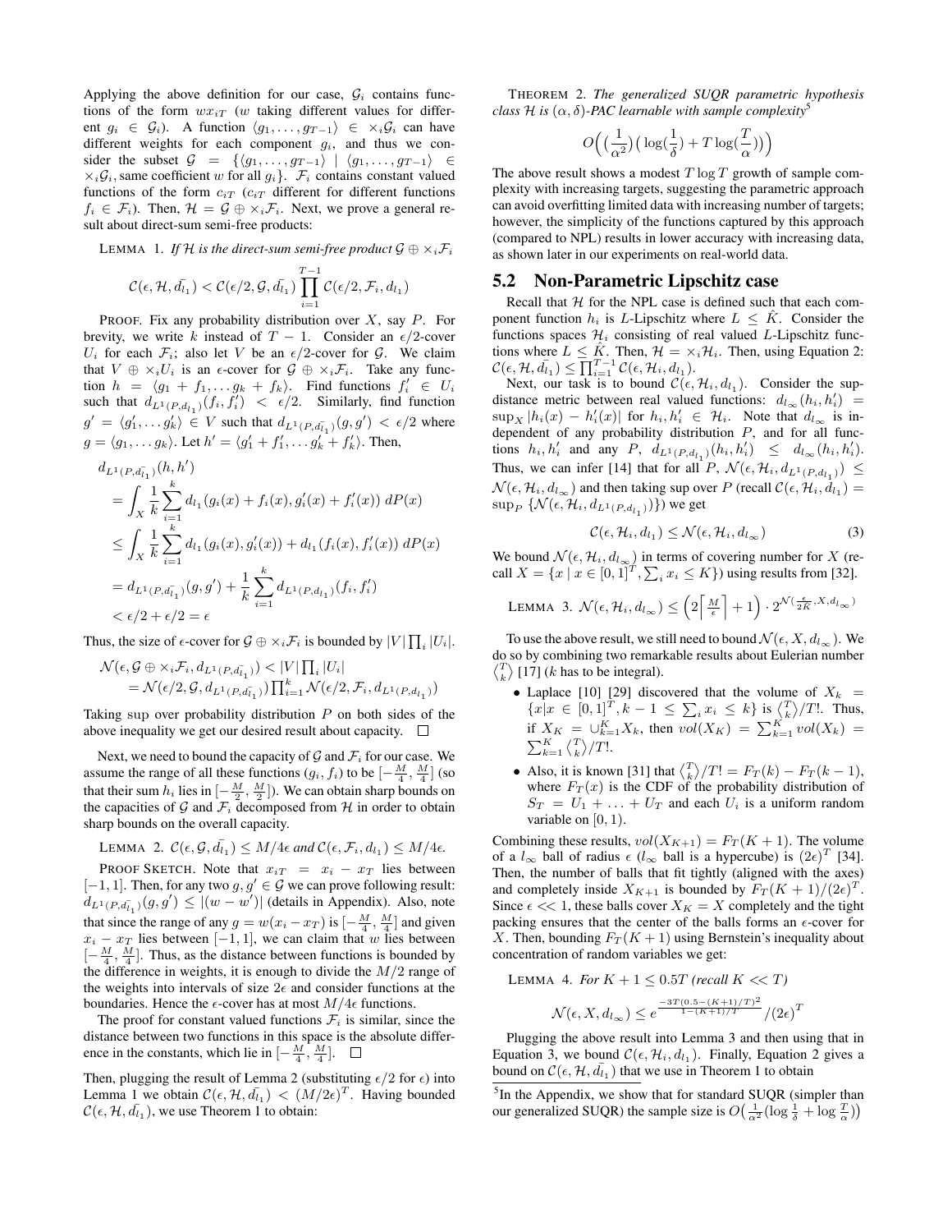Applying the above definition for our case, $\mathcal{G}_i$ contains functions of the form $wx_{iT}$ ($w$ taking different values for different $g_i \in \mathcal{G}_i$). A function $\langle g_1, \ldots, g_{T-1}\rangle \in \times_i \mathcal{G}_i$ can have different weights for each component $g_i$, and thus we consider the subset $\mathcal{G} = \{\langle g_1, \ldots, g_{T-1}\rangle \mid \langle g_1, \ldots, g_{T-1}\rangle \in \times_i \mathcal{G}_i, \text{same coefficient } w \text{ for all } g_i\}$. $\mathcal{F}_i$ contains constant valued functions of the form $c_{iT}$ ($c_{iT}$ different for different functions $f_i \in \mathcal{F}_i$). Then, $\mathcal{H} = \mathcal{G} \oplus \times_i \mathcal{F}_i$. Next, we prove a general result about direct-sum semi-free products:

LEMMA 1. *If $\mathcal{H}$ is the direct-sum semi-free product $\mathcal{G} \oplus \times_i \mathcal{F}_i$*

$$\mathcal{C}(\epsilon, \mathcal{H}, \bar{d_{l_1}}) < \mathcal{C}(\epsilon/2, \mathcal{G}, \bar{d_{l_1}}) \prod_{i=1}^{T-1} \mathcal{C}(\epsilon/2, \mathcal{F}_i, d_{l_1})$$

PROOF. Fix any probability distribution over $X$, say $P$. For brevity, we write $k$ instead of $T-1$. Consider an $\epsilon/2$-cover $U_i$ for each $\mathcal{F}_i$; also let $V$ be an $\epsilon/2$-cover for $\mathcal{G}$. We claim that $V \oplus \times_i U_i$ is an $\epsilon$-cover for $\mathcal{G} \oplus \times_i \mathcal{F}_i$. Take any function $h = \langle g_1 + f_1, \ldots g_k + f_k\rangle$. Find functions $f_i' \in U_i$ such that $d_{L^1(P, d_{l_1})}(f_i, f_i') < \epsilon/2$. Similarly, find function $g' = \langle g_1', \ldots g_k'\rangle \in V$ such that $d_{L^1(P, \bar{d_{l_1}})}(g, g') < \epsilon/2$ where $g = \langle g_1, \ldots g_k\rangle$. Let $h' = \langle g_1' + f_1', \ldots g_k' + f_k'\rangle$. Then,

$$\begin{aligned}
& d_{L^1(P, \bar{d_{l_1}})}(h, h') \\
&= \int_X \frac{1}{k} \sum_{i=1}^{k} d_{l_1}(g_i(x) + f_i(x), g_i'(x) + f_i'(x)) \, dP(x) \\
&\leq \int_X \frac{1}{k} \sum_{i=1}^{k} d_{l_1}(g_i(x), g_i'(x)) + d_{l_1}(f_i(x), f_i'(x)) \, dP(x) \\
&= d_{L^1(P, \bar{d_{l_1}})}(g, g') + \frac{1}{k} \sum_{i=1}^{k} d_{L^1(P, d_{l_1})}(f_i, f_i') \\
&< \epsilon/2 + \epsilon/2 = \epsilon
\end{aligned}$$

Thus, the size of $\epsilon$-cover for $\mathcal{G} \oplus \times_i \mathcal{F}_i$ is bounded by $|V| \prod_i |U_i|$.

$$\begin{aligned}
& \mathcal{N}(\epsilon, \mathcal{G} \oplus \times_i \mathcal{F}_i, d_{L^1(P, \bar{d_{l_1}})}) < |V| \textstyle\prod_i |U_i| \\
&= \mathcal{N}(\epsilon/2, \mathcal{G}, d_{L^1(P, \bar{d_{l_1}})}) \textstyle\prod_{i=1}^{k} \mathcal{N}(\epsilon/2, \mathcal{F}_i, d_{L^1(P, d_{l_1})})
\end{aligned}$$

Taking sup over probability distribution $P$ on both sides of the above inequality we get our desired result about capacity. $\square$

Next, we need to bound the capacity of $\mathcal{G}$ and $\mathcal{F}_i$ for our case. We assume the range of all these functions ($g_i, f_i$) to be $[-\frac{M}{4}, \frac{M}{4}]$ (so that their sum $h_i$ lies in $[-\frac{M}{2}, \frac{M}{2}]$). We can obtain sharp bounds on the capacities of $\mathcal{G}$ and $\mathcal{F}_i$ decomposed from $\mathcal{H}$ in order to obtain sharp bounds on the overall capacity.

LEMMA 2. *$\mathcal{C}(\epsilon, \mathcal{G}, \bar{d_{l_1}}) \leq M/4\epsilon$ and $\mathcal{C}(\epsilon, \mathcal{F}_i, d_{l_1}) \leq M/4\epsilon$.*

PROOF SKETCH. Note that $x_{iT} = x_i - x_T$ lies between $[-1, 1]$. Then, for any two $g, g' \in \mathcal{G}$ we can prove following result: $d_{L^1(P, \bar{d_{l_1}})}(g, g') \leq |(w - w')|$ (details in Appendix). Also, note that since the range of any $g = w(x_i - x_T)$ is $[-\frac{M}{4}, \frac{M}{4}]$ and given $x_i - x_T$ lies between $[-1, 1]$, we can claim that $w$ lies between $[-\frac{M}{4}, \frac{M}{4}]$. Thus, as the distance between functions is bounded by the difference in weights, it is enough to divide the $M/2$ range of the weights into intervals of size $2\epsilon$ and consider functions at the boundaries. Hence the $\epsilon$-cover has at most $M/4\epsilon$ functions.

The proof for constant valued functions $\mathcal{F}_i$ is similar, since the distance between two functions in this space is the absolute difference in the constants, which lie in $[-\frac{M}{4}, \frac{M}{4}]$. $\square$

Then, plugging the result of Lemma 2 (substituting $\epsilon/2$ for $\epsilon$) into Lemma 1 we obtain $\mathcal{C}(\epsilon, \mathcal{H}, \bar{d_{l_1}}) < (M/2\epsilon)^T$. Having bounded $\mathcal{C}(\epsilon, \mathcal{H}, \bar{d_{l_1}})$, we use Theorem 1 to obtain:

THEOREM 2. *The generalized SUQR parametric hypothesis class $\mathcal{H}$ is $(\alpha, \delta)$-PAC learnable with sample complexity*[5]

$$O\Big( \big(\frac{1}{\alpha^2}\big) \big( \log(\frac{1}{\delta}) + T \log(\frac{T}{\alpha}) \big) \Big)$$

The above result shows a modest $T \log T$ growth of sample complexity with increasing targets, suggesting the parametric approach can avoid overfitting limited data with increasing number of targets; however, the simplicity of the functions captured by this approach (compared to NPL) results in lower accuracy with increasing data, as shown later in our experiments on real-world data.

## 5.2 Non-Parametric Lipschitz case

Recall that $\mathcal{H}$ for the NPL case is defined such that each component function $h_i$ is $L$-Lipschitz where $L \leq \hat{K}$. Consider the functions spaces $\mathcal{H}_i$ consisting of real valued $L$-Lipschitz functions where $L \leq \hat{K}$. Then, $\mathcal{H} = \times_i \mathcal{H}_i$. Then, using Equation 2: $\mathcal{C}(\epsilon, \mathcal{H}, \bar{d_{l_1}}) \leq \prod_{i=1}^{T-1} \mathcal{C}(\epsilon, \mathcal{H}_i, d_{l_1})$.

Next, our task is to bound $\mathcal{C}(\epsilon, \mathcal{H}_i, d_{l_1})$. Consider the sup-distance metric between real valued functions: $d_{l_\infty}(h_i, h_i') = \sup_X |h_i(x) - h_i'(x)|$ for $h_i, h_i' \in \mathcal{H}_i$. Note that $d_{l_\infty}$ is independent of any probability distribution $P$, and for all functions $h_i, h_i'$ and any $P$, $d_{L^1(P, d_{l_1})}(h_i, h_i') \leq d_{l_\infty}(h_i, h_i')$. Thus, we can infer [14] that for all $P$, $\mathcal{N}(\epsilon, \mathcal{H}_i, d_{L^1(P, d_{l_1})}) \leq \mathcal{N}(\epsilon, \mathcal{H}_i, d_{l_\infty})$ and then taking sup over $P$ (recall $\mathcal{C}(\epsilon, \mathcal{H}_i, d_{l_1}) = \sup_P \{\mathcal{N}(\epsilon, \mathcal{H}_i, d_{L^1(P, d_{l_1})})\}$) we get

$$\mathcal{C}(\epsilon, \mathcal{H}_i, d_{l_1}) \leq \mathcal{N}(\epsilon, \mathcal{H}_i, d_{l_\infty}) \tag{3}$$

We bound $\mathcal{N}(\epsilon, \mathcal{H}_i, d_{l_\infty})$ in terms of covering number for $X$ (recall $X = \{x \mid x \in [0,1]^T, \sum_i x_i \leq K\}$) using results from [32].

LEMMA 3. $\mathcal{N}(\epsilon, \mathcal{H}_i, d_{l_\infty}) \leq \Big(2\Big\lceil \frac{M}{\epsilon} \Big\rceil + 1\Big) \cdot 2^{\mathcal{N}(\frac{\epsilon}{2\hat{K}}, X, d_{l_\infty})}$

To use the above result, we still need to bound $\mathcal{N}(\epsilon, X, d_{l_\infty})$. We do so by combining two remarkable results about Eulerian number $\left\langle {T \atop k} \right\rangle$ [17] ($k$ has to be integral).

- Laplace [10] [29] discovered that the volume of $X_k = \{x | x \in [0,1]^T, k - 1 \leq \sum_i x_i \leq k\}$ is $\left\langle {T \atop k} \right\rangle / T!$. Thus, if $X_K = \cup_{k=1}^{K} X_k$, then $vol(X_K) = \sum_{k=1}^{K} vol(X_k) = \sum_{k=1}^{K} \left\langle {T \atop k} \right\rangle / T!$.
- Also, it is known [31] that $\left\langle {T \atop k} \right\rangle / T! = F_T(k) - F_T(k-1)$, where $F_T(x)$ is the CDF of the probability distribution of $S_T = U_1 + \ldots + U_T$ and each $U_i$ is a uniform random variable on $[0, 1)$.

Combining these results, $vol(X_{K+1}) = F_T(K+1)$. The volume of a $l_\infty$ ball of radius $\epsilon$ ($l_\infty$ ball is a hypercube) is $(2\epsilon)^T$ [34]. Then, the number of balls that fit tightly (aligned with the axes) and completely inside $X_{K+1}$ is bounded by $F_T(K+1)/(2\epsilon)^T$. Since $\epsilon << 1$, these balls cover $X_K = X$ completely and the tight packing ensures that the center of the balls forms an $\epsilon$-cover for $X$. Then, bounding $F_T(K+1)$ using Bernstein's inequality about concentration of random variables we get:

LEMMA 4. *For $K + 1 \leq 0.5T$ (recall $K << T$)*

$$\mathcal{N}(\epsilon, X, d_{l_\infty}) \leq e^{\frac{-3T(0.5 - (K+1)/T)^2}{1 - (K+1)/T}} / (2\epsilon)^T$$

Plugging the above result into Lemma 3 and then using that in Equation 3, we bound $\mathcal{C}(\epsilon, \mathcal{H}_i, d_{l_1})$. Finally, Equation 2 gives a bound on $\mathcal{C}(\epsilon, \mathcal{H}, \bar{d_{l_1}})$ that we use in Theorem 1 to obtain

[5] In the Appendix, we show that for standard SUQR (simpler than our generalized SUQR) the sample size is $O\big(\frac{1}{\alpha^2}(\log \frac{1}{\delta} + \log \frac{T}{\alpha})\big)$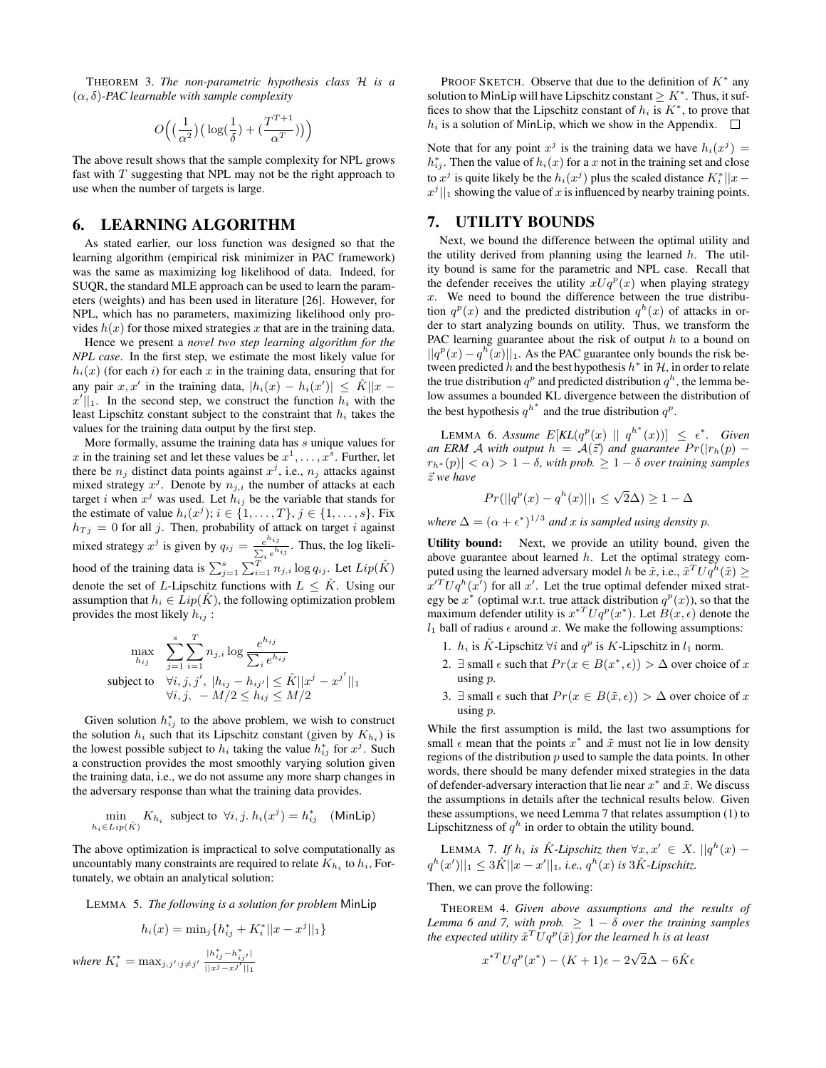THEOREM 3. *The non-parametric hypothesis class $\mathcal{H}$ is a $(\alpha, \delta)$-PAC learnable with sample complexity*

$$O\Big(\big(\frac{1}{\alpha^2}\big)\big(\log(\frac{1}{\delta}) + (\frac{T^{T+1}}{\alpha^T})\big)\Big)$$

The above result shows that the sample complexity for NPL grows fast with $T$ suggesting that NPL may not be the right approach to use when the number of targets is large.

## 6. LEARNING ALGORITHM

As stated earlier, our loss function was designed so that the learning algorithm (empirical risk minimizer in PAC framework) was the same as maximizing log likelihood of data. Indeed, for SUQR, the standard MLE approach can be used to learn the parameters (weights) and has been used in literature [26]. However, for NPL, which has no parameters, maximizing likelihood only provides $h(x)$ for those mixed strategies $x$ that are in the training data.

Hence we present a *novel two step learning algorithm for the NPL case*. In the first step, we estimate the most likely value for $h_i(x)$ (for each $i$) for each $x$ in the training data, ensuring that for any pair $x, x'$ in the training data, $|h_i(x) - h_i(x')| \leq \hat{K}||x - x'||_1$. In the second step, we construct the function $h_i$ with the least Lipschitz constant subject to the constraint that $h_i$ takes the values for the training data output by the first step.

More formally, assume the training data has $s$ unique values for $x$ in the training set and let these values be $x^1, \ldots, x^s$. Further, let there be $n_j$ distinct data points against $x^j$, i.e., $n_j$ attacks against mixed strategy $x^j$. Denote by $n_{j,i}$ the number of attacks at each target $i$ when $x^j$ was used. Let $h_{ij}$ be the variable that stands for the estimate of value $h_i(x^j)$; $i \in \{1, \ldots, T\}$, $j \in \{1, \ldots, s\}$. Fix $h_{Tj} = 0$ for all $j$. Then, probability of attack on target $i$ against mixed strategy $x^j$ is given by $q_{ij} = \frac{e^{h_{ij}}}{\sum_i e^{h_{ij}}}$. Thus, the log likelihood of the training data is $\sum_{j=1}^{s} \sum_{i=1}^{T} n_{j,i} \log q_{ij}$. Let $Lip(\hat{K})$ denote the set of $L$-Lipschitz functions with $L \leq \hat{K}$. Using our assumption that $h_i \in Lip(\hat{K})$, the following optimization problem provides the most likely $h_{ij}$ :

$$\begin{aligned}
\max_{h_{ij}} \quad & \sum_{j=1}^{s} \sum_{i=1}^{T} n_{j,i} \log \frac{e^{h_{ij}}}{\sum_i e^{h_{ij}}} \\
\text{subject to} \quad & \forall i, j, j',\ |h_{ij} - h_{ij'}| \leq \hat{K} ||x^j - x^{j'}||_1 \\
& \forall i, j,\ -M/2 \leq h_{ij} \leq M/2
\end{aligned}$$

Given solution $h^*_{ij}$ to the above problem, we wish to construct the solution $h_i$ such that its Lipschitz constant (given by $K_{h_i}$) is the lowest possible subject to $h_i$ taking the value $h^*_{ij}$ for $x^j$. Such a construction provides the most smoothly varying solution given the training data, i.e., we do not assume any more sharp changes in the adversary response than what the training data provides.

$$\min_{h_i \in Lip(\hat{K})} K_{h_i} \ \text{ subject to } \ \forall i, j.\ h_i(x^j) = h^*_{ij} \quad (\mathsf{MinLip})$$

The above optimization is impractical to solve computationally as uncountably many constraints are required to relate $K_{h_i}$ to $h_i$. Fortunately, we obtain an analytical solution:

LEMMA 5. *The following is a solution for problem* MinLip

$$h_i(x) = \min_j \{h^*_{ij} + K^*_i ||x - x^j||_1\}$$

*where* $K^*_i = \max_{j,j':j \neq j'} \frac{|h^*_{ij} - h^*_{ij'}|}{||x^j - x^{j'}||_1}$

PROOF SKETCH. Observe that due to the definition of $K^*$ any solution to MinLip will have Lipschitz constant $\geq K^*$. Thus, it suffices to show that the Lipschitz constant of $h_i$ is $K^*$, to prove that $h_i$ is a solution of MinLip, which we show in the Appendix. □

Note that for any point $x^j$ is the training data we have $h_i(x^j) = h^*_{ij}$. Then the value of $h_i(x)$ for a $x$ not in the training set and close to $x^j$ is quite likely be the $h_i(x^j)$ plus the scaled distance $K^*_i ||x - x^j||_1$ showing the value of $x$ is influenced by nearby training points.

## 7. UTILITY BOUNDS

Next, we bound the difference between the optimal utility and the utility derived from planning using the learned $h$. The utility bound is same for the parametric and NPL case. Recall that the defender receives the utility $xUq^p(x)$ when playing strategy $x$. We need to bound the difference between the true distribution $q^p(x)$ and the predicted distribution $q^h(x)$ of attacks in order to start analyzing bounds on utility. Thus, we transform the PAC learning guarantee about the risk of output $h$ to a bound on $||q^p(x) - q^h(x)||_1$. As the PAC guarantee only bounds the risk between predicted $h$ and the best hypothesis $h^*$ in $\mathcal{H}$, in order to relate the true distribution $q^p$ and predicted distribution $q^h$, the lemma below assumes a bounded KL divergence between the distribution of the best hypothesis $q^{h^*}$ and the true distribution $q^p$.

LEMMA 6. *Assume $E[KL(q^p(x) \,||\, q^{h^*}(x))] \leq \epsilon^*$. Given an ERM $\mathcal{A}$ with output $h = \mathcal{A}(\vec{z})$ and guarantee $Pr(|r_h(p) - r_{h^*}(p)| < \alpha) > 1 - \delta$, with prob. $\geq 1 - \delta$ over training samples $\vec{z}$ we have*

$$Pr(||q^p(x) - q^h(x)||_1 \leq \sqrt{2}\Delta) \geq 1 - \Delta$$

*where $\Delta = (\alpha + \epsilon^*)^{1/3}$ and $x$ is sampled using density $p$.*

**Utility bound:** Next, we provide an utility bound, given the above guarantee about learned $h$. Let the optimal strategy computed using the learned adversary model $h$ be $\tilde{x}$, i.e., $\tilde{x}^T U q^h(\tilde{x}) \geq x'^T U q^h(x')$ for all $x'$. Let the true optimal defender mixed strategy be $x^*$ (optimal w.r.t. true attack distribution $q^p(x)$), so that the maximum defender utility is $x^{*T} U q^p(x^*)$. Let $B(x, \epsilon)$ denote the $l_1$ ball of radius $\epsilon$ around $x$. We make the following assumptions:

1. $h_i$ is $\hat{K}$-Lipschitz $\forall i$ and $q^p$ is $K$-Lipschitz in $l_1$ norm.
2. $\exists$ small $\epsilon$ such that $Pr(x \in B(x^*, \epsilon)) > \Delta$ over choice of $x$ using $p$.
3. $\exists$ small $\epsilon$ such that $Pr(x \in B(\tilde{x}, \epsilon)) > \Delta$ over choice of $x$ using $p$.

While the first assumption is mild, the last two assumptions for small $\epsilon$ mean that the points $x^*$ and $\tilde{x}$ must not lie in low density regions of the distribution $p$ used to sample the data points. In other words, there should be many defender mixed strategies in the data of defender-adversary interaction that lie near $x^*$ and $\tilde{x}$. We discuss the assumptions in details after the technical results below. Given these assumptions, we need Lemma 7 that relates assumption (1) to Lipschitzness of $q^h$ in order to obtain the utility bound.

LEMMA 7. *If $h_i$ is $\hat{K}$-Lipschitz then $\forall x, x' \in X$. $||q^h(x) - q^h(x')||_1 \leq 3\hat{K}||x - x'||_1$, i.e., $q^h(x)$ is $3\hat{K}$-Lipschitz.*

Then, we can prove the following:

THEOREM 4. *Given above assumptions and the results of Lemma 6 and 7, with prob. $\geq 1 - \delta$ over the training samples the expected utility $\tilde{x}^T U q^p(\tilde{x})$ for the learned $h$ is at least*

$$x^{*T} U q^p(x^*) - (K + 1)\epsilon - 2\sqrt{2}\Delta - 6\hat{K}\epsilon$$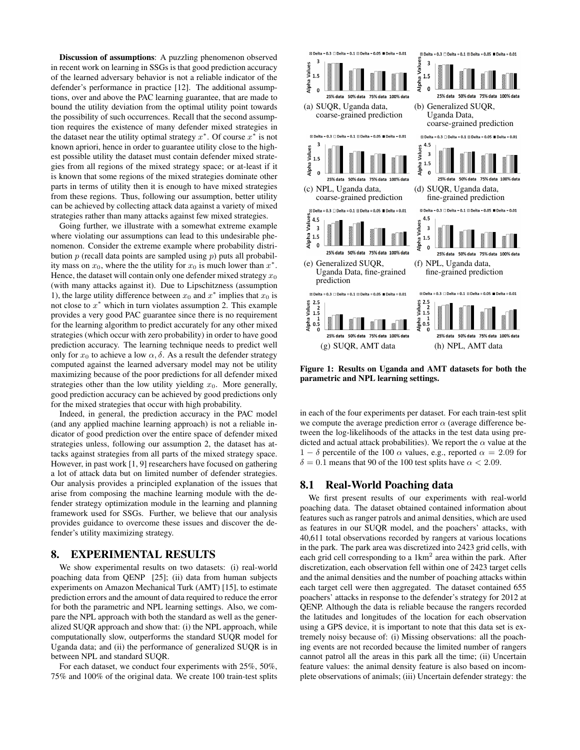**Discussion of assumptions**: A puzzling phenomenon observed in recent work on learning in SSGs is that good prediction accuracy of the learned adversary behavior is not a reliable indicator of the defender's performance in practice [12]. The additional assumptions, over and above the PAC learning guarantee, that are made to bound the utility deviation from the optimal utility point towards the possibility of such occurrences. Recall that the second assumption requires the existence of many defender mixed strategies in the dataset near the utility optimal strategy $x^*$. Of course $x^*$ is not known apriori, hence in order to guarantee utility close to the highest possible utility the dataset must contain defender mixed strategies from all regions of the mixed strategy space; or at-least if it is known that some regions of the mixed strategies dominate other parts in terms of utility then it is enough to have mixed strategies from these regions. Thus, following our assumption, better utility can be achieved by collecting attack data against a variety of mixed strategies rather than many attacks against few mixed strategies.

Going further, we illustrate with a somewhat extreme example where violating our assumptions can lead to this undesirable phenomenon. Consider the extreme example where probability distribution $p$ (recall data points are sampled using $p$) puts all probability mass on $x_0$, where the the utility for $x_0$ is much lower than $x^*$. Hence, the dataset will contain only one defender mixed strategy $x_0$ (with many attacks against it). Due to Lipschitzness (assumption 1), the large utility difference between $x_0$ and $x^*$ implies that $x_0$ is not close to $x^*$ which in turn violates assumption 2. This example provides a very good PAC guarantee since there is no requirement for the learning algorithm to predict accurately for any other mixed strategies (which occur with zero probability) in order to have good prediction accuracy. The learning technique needs to predict well only for $x_0$ to achieve a low $\alpha, \delta$. As a result the defender strategy computed against the learned adversary model may not be utility maximizing because of the poor predictions for all defender mixed strategies other than the low utility yielding $x_0$. More generally, good prediction accuracy can be achieved by good predictions only for the mixed strategies that occur with high probability.

Indeed, in general, the prediction accuracy in the PAC model (and any applied machine learning approach) is not a reliable indicator of good prediction over the entire space of defender mixed strategies unless, following our assumption 2, the dataset has attacks against strategies from all parts of the mixed strategy space. However, in past work [1, 9] researchers have focused on gathering a lot of attack data but on limited number of defender strategies. Our analysis provides a principled explanation of the issues that arise from composing the machine learning module with the defender strategy optimization module in the learning and planning framework used for SSGs. Further, we believe that our analysis provides guidance to overcome these issues and discover the defender's utility maximizing strategy.

# 8. EXPERIMENTAL RESULTS

We show experimental results on two datasets: (i) real-world poaching data from QENP [25]; (ii) data from human subjects experiments on Amazon Mechanical Turk (AMT) [15], to estimate prediction errors and the amount of data required to reduce the error for both the parametric and NPL learning settings. Also, we compare the NPL approach with both the standard as well as the generalized SUQR approach and show that: (i) the NPL approach, while computationally slow, outperforms the standard SUQR model for Uganda data; and (ii) the performance of generalized SUQR is in between NPL and standard SUQR.

For each dataset, we conduct four experiments with 25%, 50%, 75% and 100% of the original data. We create 100 train-test splits

(a) SUQR, Uganda data, coarse-grained prediction

(b) Generalized SUQR, Uganda Data, coarse-grained prediction

(c) NPL, Uganda data, coarse-grained prediction

(d) SUQR, Uganda data, fine-grained prediction

(e) Generalized SUQR, Uganda Data, fine-grained prediction

(f) NPL, Uganda data, fine-grained prediction

(g) SUQR, AMT data

(h) NPL, AMT data

**Figure 1: Results on Uganda and AMT datasets for both the parametric and NPL learning settings.**

in each of the four experiments per dataset. For each train-test split we compute the average prediction error $\alpha$ (average difference between the log-likelihoods of the attacks in the test data using predicted and actual attack probabilities). We report the $\alpha$ value at the $1 - \delta$ percentile of the 100 $\alpha$ values, e.g., reported $\alpha = 2.09$ for $\delta = 0.1$ means that 90 of the 100 test splits have $\alpha < 2.09$.

## 8.1 Real-World Poaching data

We first present results of our experiments with real-world poaching data. The dataset obtained contained information about features such as ranger patrols and animal densities, which are used as features in our SUQR model, and the poachers' attacks, with 40,611 total observations recorded by rangers at various locations in the park. The park area was discretized into 2423 grid cells, with each grid cell corresponding to a 1km$^2$ area within the park. After discretization, each observation fell within one of 2423 target cells and the animal densities and the number of poaching attacks within each target cell were then aggregated. The dataset contained 655 poachers' attacks in response to the defender's strategy for 2012 at QENP. Although the data is reliable because the rangers recorded the latitudes and longitudes of the location for each observation using a GPS device, it is important to note that this data set is extremely noisy because of: (i) Missing observations: all the poaching events are not recorded because the limited number of rangers cannot patrol all the areas in this park all the time; (ii) Uncertain feature values: the animal density feature is also based on incomplete observations of animals; (iii) Uncertain defender strategy: the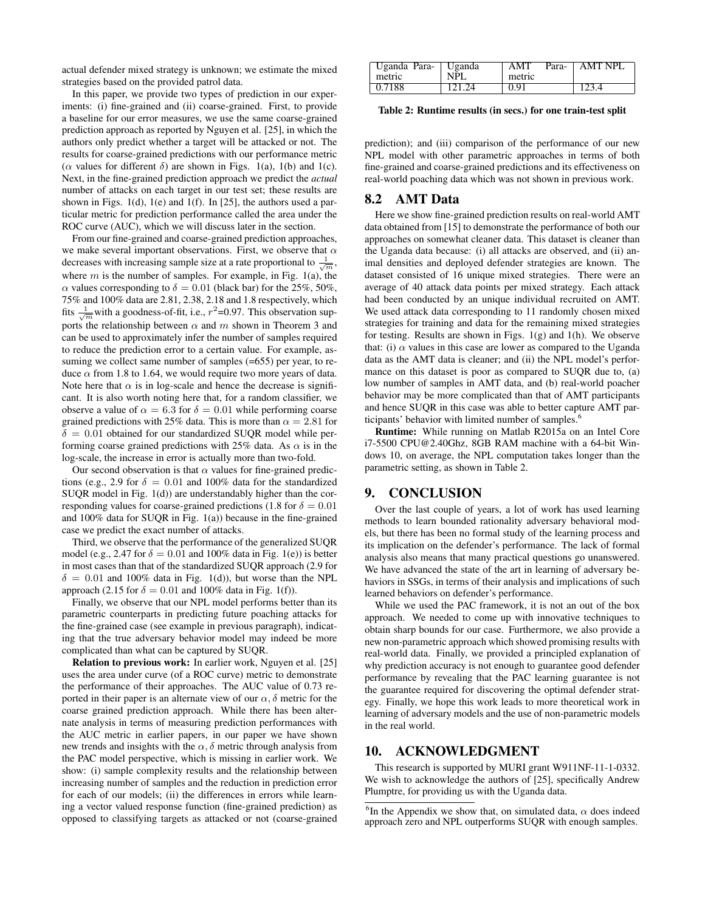actual defender mixed strategy is unknown; we estimate the mixed strategies based on the provided patrol data.

In this paper, we provide two types of prediction in our experiments: (i) fine-grained and (ii) coarse-grained. First, to provide a baseline for our error measures, we use the same coarse-grained prediction approach as reported by Nguyen et al. [25], in which the authors only predict whether a target will be attacked or not. The results for coarse-grained predictions with our performance metric ($\alpha$ values for different $\delta$) are shown in Figs. 1(a), 1(b) and 1(c). Next, in the fine-grained prediction approach we predict the *actual* number of attacks on each target in our test set; these results are shown in Figs. 1(d), 1(e) and 1(f). In [25], the authors used a particular metric for prediction performance called the area under the ROC curve (AUC), which we will discuss later in the section.

From our fine-grained and coarse-grained prediction approaches, we make several important observations. First, we observe that $\alpha$ decreases with increasing sample size at a rate proportional to $\frac{1}{\sqrt{m}}$, where $m$ is the number of samples. For example, in Fig. 1(a), the $\alpha$ values corresponding to $\delta = 0.01$ (black bar) for the 25%, 50%, 75% and 100% data are 2.81, 2.38, 2.18 and 1.8 respectively, which fits $\frac{1}{\sqrt{m}}$ with a goodness-of-fit, i.e., $r^2$=0.97. This observation supports the relationship between $\alpha$ and $m$ shown in Theorem 3 and can be used to approximately infer the number of samples required to reduce the prediction error to a certain value. For example, assuming we collect same number of samples (=655) per year, to reduce $\alpha$ from 1.8 to 1.64, we would require two more years of data. Note here that $\alpha$ is in log-scale and hence the decrease is significant. It is also worth noting here that, for a random classifier, we observe a value of $\alpha = 6.3$ for $\delta = 0.01$ while performing coarse grained predictions with 25% data. This is more than $\alpha = 2.81$ for $\delta = 0.01$ obtained for our standardized SUQR model while performing coarse grained predictions with 25% data. As $\alpha$ is in the log-scale, the increase in error is actually more than two-fold.

Our second observation is that $\alpha$ values for fine-grained predictions (e.g., 2.9 for $\delta = 0.01$ and 100% data for the standardized SUQR model in Fig. 1(d)) are understandably higher than the corresponding values for coarse-grained predictions (1.8 for $\delta = 0.01$ and 100% data for SUQR in Fig. 1(a)) because in the fine-grained case we predict the exact number of attacks.

Third, we observe that the performance of the generalized SUQR model (e.g., 2.47 for $\delta = 0.01$ and 100% data in Fig. 1(e)) is better in most cases than that of the standardized SUQR approach (2.9 for $\delta = 0.01$ and 100% data in Fig. 1(d)), but worse than the NPL approach (2.15 for $\delta = 0.01$ and 100% data in Fig. 1(f)).

Finally, we observe that our NPL model performs better than its parametric counterparts in predicting future poaching attacks for the fine-grained case (see example in previous paragraph), indicating that the true adversary behavior model may indeed be more complicated than what can be captured by SUQR.

**Relation to previous work:** In earlier work, Nguyen et al. [25] uses the area under curve (of a ROC curve) metric to demonstrate the performance of their approaches. The AUC value of 0.73 reported in their paper is an alternate view of our $\alpha, \delta$ metric for the coarse grained prediction approach. While there has been alternate analysis in terms of measuring prediction performances with the AUC metric in earlier papers, in our paper we have shown new trends and insights with the $\alpha, \delta$ metric through analysis from the PAC model perspective, which is missing in earlier work. We show: (i) sample complexity results and the relationship between increasing number of samples and the reduction in prediction error for each of our models; (ii) the differences in errors while learning a vector valued response function (fine-grained prediction) as opposed to classifying targets as attacked or not (coarse-grained prediction); and (iii) comparison of the performance of our new NPL model with other parametric approaches in terms of both fine-grained and coarse-grained predictions and its effectiveness on real-world poaching data which was not shown in previous work.

| Uganda Parametric | Uganda NPL | AMT Parametric | AMT NPL |
|---|---|---|---|
| 0.7188 | 121.24 | 0.91 | 123.4 |

**Table 2: Runtime results (in secs.) for one train-test split**

## 8.2 AMT Data

Here we show fine-grained prediction results on real-world AMT data obtained from [15] to demonstrate the performance of both our approaches on somewhat cleaner data. This dataset is cleaner than the Uganda data because: (i) all attacks are observed, and (ii) animal densities and deployed defender strategies are known. The dataset consisted of 16 unique mixed strategies. There were an average of 40 attack data points per mixed strategy. Each attack had been conducted by an unique individual recruited on AMT. We used attack data corresponding to 11 randomly chosen mixed strategies for training and data for the remaining mixed strategies for testing. Results are shown in Figs. 1(g) and 1(h). We observe that: (i) $\alpha$ values in this case are lower as compared to the Uganda data as the AMT data is cleaner; and (ii) the NPL model's performance on this dataset is poor as compared to SUQR due to, (a) low number of samples in AMT data, and (b) real-world poacher behavior may be more complicated than that of AMT participants and hence SUQR in this case was able to better capture AMT participants' behavior with limited number of samples.[6]

**Runtime:** While running on Matlab R2015a on an Intel Core i7-5500 CPU@2.40Ghz, 8GB RAM machine with a 64-bit Windows 10, on average, the NPL computation takes longer than the parametric setting, as shown in Table 2.

# 9. CONCLUSION

Over the last couple of years, a lot of work has used learning methods to learn bounded rationality adversary behavioral models, but there has been no formal study of the learning process and its implication on the defender's performance. The lack of formal analysis also means that many practical questions go unanswered. We have advanced the state of the art in learning of adversary behaviors in SSGs, in terms of their analysis and implications of such learned behaviors on defender's performance.

While we used the PAC framework, it is not an out of the box approach. We needed to come up with innovative techniques to obtain sharp bounds for our case. Furthermore, we also provide a new non-parametric approach which showed promising results with real-world data. Finally, we provided a principled explanation of why prediction accuracy is not enough to guarantee good defender performance by revealing that the PAC learning guarantee is not the guarantee required for discovering the optimal defender strategy. Finally, we hope this work leads to more theoretical work in learning of adversary models and the use of non-parametric models in the real world.

# 10. ACKNOWLEDGMENT

This research is supported by MURI grant W911NF-11-1-0332. We wish to acknowledge the authors of [25], specifically Andrew Plumptre, for providing us with the Uganda data.

[6] In the Appendix we show that, on simulated data, $\alpha$ does indeed approach zero and NPL outperforms SUQR with enough samples.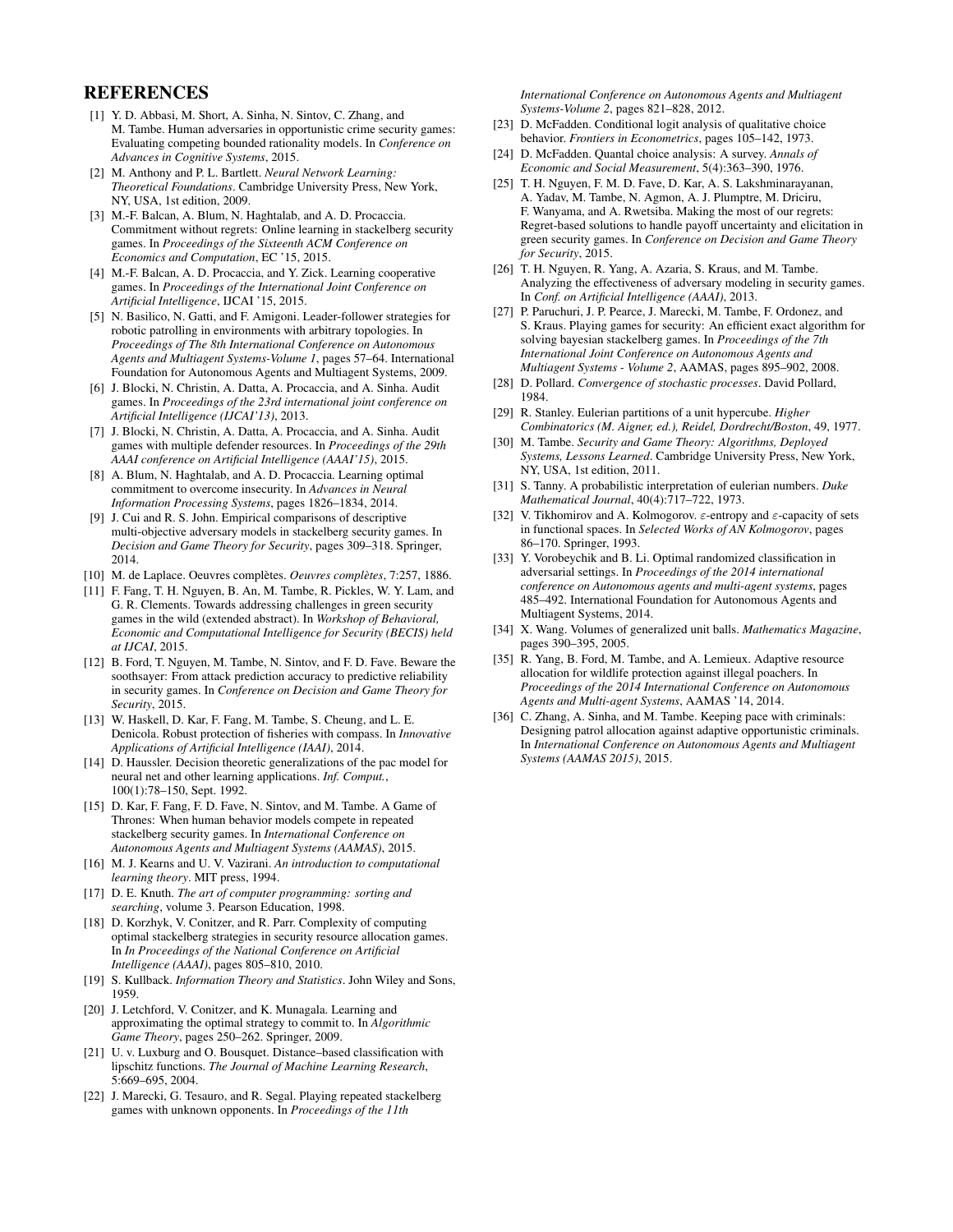## REFERENCES

[1] Y. D. Abbasi, M. Short, A. Sinha, N. Sintov, C. Zhang, and M. Tambe. Human adversaries in opportunistic crime security games: Evaluating competing bounded rationality models. In *Conference on Advances in Cognitive Systems*, 2015.

[2] M. Anthony and P. L. Bartlett. *Neural Network Learning: Theoretical Foundations*. Cambridge University Press, New York, NY, USA, 1st edition, 2009.

[3] M.-F. Balcan, A. Blum, N. Haghtalab, and A. D. Procaccia. Commitment without regrets: Online learning in stackelberg security games. In *Proceedings of the Sixteenth ACM Conference on Economics and Computation*, EC '15, 2015.

[4] M.-F. Balcan, A. D. Procaccia, and Y. Zick. Learning cooperative games. In *Proceedings of the International Joint Conference on Artificial Intelligence*, IJCAI '15, 2015.

[5] N. Basilico, N. Gatti, and F. Amigoni. Leader-follower strategies for robotic patrolling in environments with arbitrary topologies. In *Proceedings of The 8th International Conference on Autonomous Agents and Multiagent Systems-Volume 1*, pages 57–64. International Foundation for Autonomous Agents and Multiagent Systems, 2009.

[6] J. Blocki, N. Christin, A. Datta, A. Procaccia, and A. Sinha. Audit games. In *Proceedings of the 23rd international joint conference on Artificial Intelligence (IJCAI'13)*, 2013.

[7] J. Blocki, N. Christin, A. Datta, A. Procaccia, and A. Sinha. Audit games with multiple defender resources. In *Proceedings of the 29th AAAI conference on Artificial Intelligence (AAAI'15)*, 2015.

[8] A. Blum, N. Haghtalab, and A. D. Procaccia. Learning optimal commitment to overcome insecurity. In *Advances in Neural Information Processing Systems*, pages 1826–1834, 2014.

[9] J. Cui and R. S. John. Empirical comparisons of descriptive multi-objective adversary models in stackelberg security games. In *Decision and Game Theory for Security*, pages 309–318. Springer, 2014.

[10] M. de Laplace. Oeuvres complètes. *Oeuvres complètes*, 7:257, 1886.

[11] F. Fang, T. H. Nguyen, B. An, M. Tambe, R. Pickles, W. Y. Lam, and G. R. Clements. Towards addressing challenges in green security games in the wild (extended abstract). In *Workshop of Behavioral, Economic and Computational Intelligence for Security (BECIS) held at IJCAI*, 2015.

[12] B. Ford, T. Nguyen, M. Tambe, N. Sintov, and F. D. Fave. Beware the soothsayer: From attack prediction accuracy to predictive reliability in security games. In *Conference on Decision and Game Theory for Security*, 2015.

[13] W. Haskell, D. Kar, F. Fang, M. Tambe, S. Cheung, and L. E. Denicola. Robust protection of fisheries with compass. In *Innovative Applications of Artificial Intelligence (IAAI)*, 2014.

[14] D. Haussler. Decision theoretic generalizations of the pac model for neural net and other learning applications. *Inf. Comput.*, 100(1):78–150, Sept. 1992.

[15] D. Kar, F. Fang, F. D. Fave, N. Sintov, and M. Tambe. A Game of Thrones: When human behavior models compete in repeated stackelberg security games. In *International Conference on Autonomous Agents and Multiagent Systems (AAMAS)*, 2015.

[16] M. J. Kearns and U. V. Vazirani. *An introduction to computational learning theory*. MIT press, 1994.

[17] D. E. Knuth. *The art of computer programming: sorting and searching*, volume 3. Pearson Education, 1998.

[18] D. Korzhyk, V. Conitzer, and R. Parr. Complexity of computing optimal stackelberg strategies in security resource allocation games. In *In Proceedings of the National Conference on Artificial Intelligence (AAAI)*, pages 805–810, 2010.

[19] S. Kullback. *Information Theory and Statistics*. John Wiley and Sons, 1959.

[20] J. Letchford, V. Conitzer, and K. Munagala. Learning and approximating the optimal strategy to commit to. In *Algorithmic Game Theory*, pages 250–262. Springer, 2009.

[21] U. v. Luxburg and O. Bousquet. Distance–based classification with lipschitz functions. *The Journal of Machine Learning Research*, 5:669–695, 2004.

[22] J. Marecki, G. Tesauro, and R. Segal. Playing repeated stackelberg games with unknown opponents. In *Proceedings of the 11th International Conference on Autonomous Agents and Multiagent Systems-Volume 2*, pages 821–828, 2012.

[23] D. McFadden. Conditional logit analysis of qualitative choice behavior. *Frontiers in Econometrics*, pages 105–142, 1973.

[24] D. McFadden. Quantal choice analysis: A survey. *Annals of Economic and Social Measurement*, 5(4):363–390, 1976.

[25] T. H. Nguyen, F. M. D. Fave, D. Kar, A. S. Lakshminarayanan, A. Yadav, M. Tambe, N. Agmon, A. J. Plumptre, M. Driciru, F. Wanyama, and A. Rwetsiba. Making the most of our regrets: Regret-based solutions to handle payoff uncertainty and elicitation in green security games. In *Conference on Decision and Game Theory for Security*, 2015.

[26] T. H. Nguyen, R. Yang, A. Azaria, S. Kraus, and M. Tambe. Analyzing the effectiveness of adversary modeling in security games. In *Conf. on Artificial Intelligence (AAAI)*, 2013.

[27] P. Paruchuri, J. P. Pearce, J. Marecki, M. Tambe, F. Ordonez, and S. Kraus. Playing games for security: An efficient exact algorithm for solving bayesian stackelberg games. In *Proceedings of the 7th International Joint Conference on Autonomous Agents and Multiagent Systems - Volume 2*, AAMAS, pages 895–902, 2008.

[28] D. Pollard. *Convergence of stochastic processes*. David Pollard, 1984.

[29] R. Stanley. Eulerian partitions of a unit hypercube. *Higher Combinatorics (M. Aigner, ed.), Reidel, Dordrecht/Boston*, 49, 1977.

[30] M. Tambe. *Security and Game Theory: Algorithms, Deployed Systems, Lessons Learned*. Cambridge University Press, New York, NY, USA, 1st edition, 2011.

[31] S. Tanny. A probabilistic interpretation of eulerian numbers. *Duke Mathematical Journal*, 40(4):717–722, 1973.

[32] V. Tikhomirov and A. Kolmogorov. $\varepsilon$-entropy and $\varepsilon$-capacity of sets in functional spaces. In *Selected Works of AN Kolmogorov*, pages 86–170. Springer, 1993.

[33] Y. Vorobeychik and B. Li. Optimal randomized classification in adversarial settings. In *Proceedings of the 2014 international conference on Autonomous agents and multi-agent systems*, pages 485–492. International Foundation for Autonomous Agents and Multiagent Systems, 2014.

[34] X. Wang. Volumes of generalized unit balls. *Mathematics Magazine*, pages 390–395, 2005.

[35] R. Yang, B. Ford, M. Tambe, and A. Lemieux. Adaptive resource allocation for wildlife protection against illegal poachers. In *Proceedings of the 2014 International Conference on Autonomous Agents and Multi-agent Systems*, AAMAS '14, 2014.

[36] C. Zhang, A. Sinha, and M. Tambe. Keeping pace with criminals: Designing patrol allocation against adaptive opportunistic criminals. In *International Conference on Autonomous Agents and Multiagent Systems (AAMAS 2015)*, 2015.